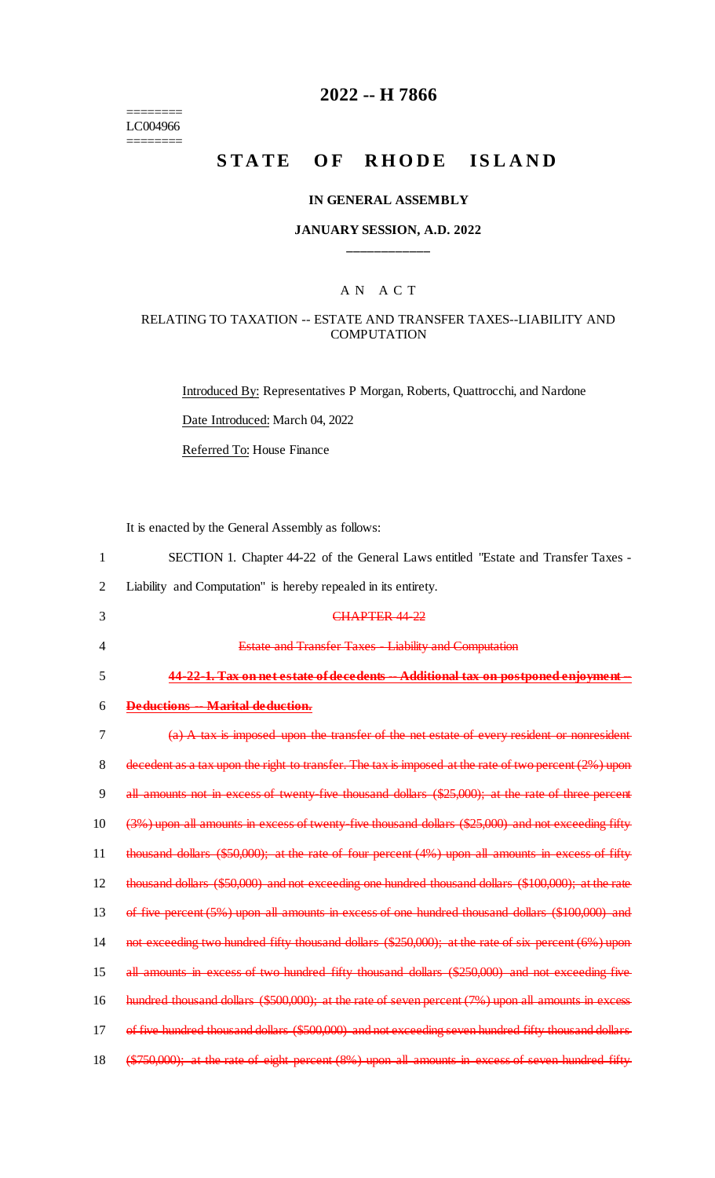========
LC004966
========

# 2022 -- H 7866

# STATE OF RHODE ISLAND

### IN GENERAL ASSEMBLY

### JANUARY SESSION, A.D. 2022

____________

A N A C T

RELATING TO TAXATION -- ESTATE AND TRANSFER TAXES--LIABILITY AND COMPUTATION

Introduced By: Representatives P Morgan, Roberts, Quattrocchi, and Nardone

Date Introduced: March 04, 2022

Referred To: House Finance

It is enacted by the General Assembly as follows:

1 SECTION 1. Chapter 44-22 of the General Laws entitled "Estate and Transfer Taxes -
2 Liability and Computation" is hereby repealed in its entirety.

3 ~~CHAPTER 44-22~~

4 ~~Estate and Transfer Taxes - Liability and Computation~~

5 ~~**44-22-1. Tax on net estate of decedents -- Additional tax on postponed enjoyment --**~~
6 ~~**Deductions -- Marital deduction.**~~

7 ~~(a) A tax is imposed upon the transfer of the net estate of every resident or nonresident~~
8 ~~decedent as a tax upon the right to transfer. The tax is imposed at the rate of two percent (2%) upon~~
9 ~~all amounts not in excess of twenty-five thousand dollars ($25,000); at the rate of three percent~~
10 ~~(3%) upon all amounts in excess of twenty-five thousand dollars ($25,000) and not exceeding fifty~~
11 ~~thousand dollars ($50,000); at the rate of four percent (4%) upon all amounts in excess of fifty~~
12 ~~thousand dollars ($50,000) and not exceeding one hundred thousand dollars ($100,000); at the rate~~
13 ~~of five percent (5%) upon all amounts in excess of one hundred thousand dollars ($100,000) and~~
14 ~~not exceeding two hundred fifty thousand dollars ($250,000); at the rate of six percent (6%) upon~~
15 ~~all amounts in excess of two hundred fifty thousand dollars ($250,000) and not exceeding five~~
16 ~~hundred thousand dollars ($500,000); at the rate of seven percent (7%) upon all amounts in excess~~
17 ~~of five hundred thousand dollars ($500,000) and not exceeding seven hundred fifty thousand dollars~~
18 ~~($750,000); at the rate of eight percent (8%) upon all amounts in excess of seven hundred fifty~~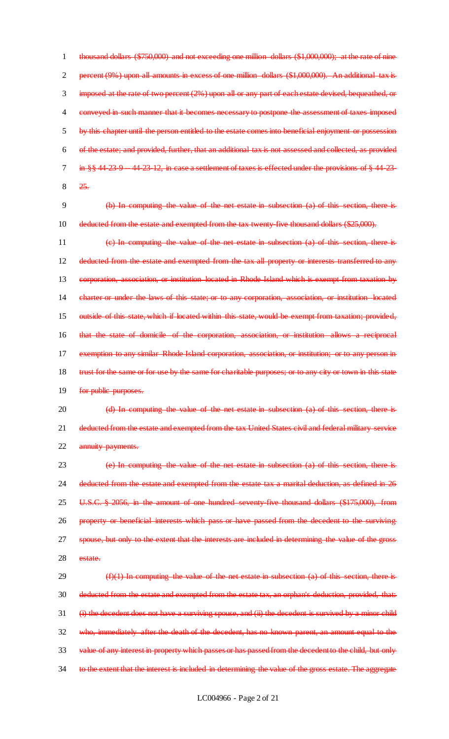thousand dollars ($750,000) and not exceeding one million dollars ($1,000,000); at the rate of nine percent (9%) upon all amounts in excess of one million dollars ($1,000,000). An additional tax is imposed at the rate of two percent (2%) upon all or any part of each estate devised, bequeathed, or conveyed in such manner that it becomes necessary to postpone the assessment of taxes imposed by this chapter until the person entitled to the estate comes into beneficial enjoyment or possession of the estate; and provided, further, that an additional tax is not assessed and collected, as provided in §§ 44-23-9 -- 44-23-12, in case a settlement of taxes is effected under the provisions of § 44-23-25.

(b) In computing the value of the net estate in subsection (a) of this section, there is deducted from the estate and exempted from the tax twenty-five thousand dollars ($25,000).

(c) In computing the value of the net estate in subsection (a) of this section, there is deducted from the estate and exempted from the tax all property or interests transferred to any corporation, association, or institution located in Rhode Island which is exempt from taxation by charter or under the laws of this state; or to any corporation, association, or institution located outside of this state, which if located within this state, would be exempt from taxation; provided, that the state of domicile of the corporation, association, or institution allows a reciprocal exemption to any similar Rhode Island corporation, association, or institution; or to any person in trust for the same or for use by the same for charitable purposes; or to any city or town in this state for public purposes.

(d) In computing the value of the net estate in subsection (a) of this section, there is deducted from the estate and exempted from the tax United States civil and federal military service annuity payments.

(e) In computing the value of the net estate in subsection (a) of this section, there is deducted from the estate and exempted from the estate tax a marital deduction, as defined in 26 U.S.C. § 2056, in the amount of one hundred seventy-five thousand dollars ($175,000), from property or beneficial interests which pass or have passed from the decedent to the surviving spouse, but only to the extent that the interests are included in determining the value of the gross estate.

(f)(1) In computing the value of the net estate in subsection (a) of this section, there is deducted from the estate and exempted from the estate tax, an orphan's deduction, provided, that: (i) the decedent does not have a surviving spouse, and (ii) the decedent is survived by a minor child who, immediately after the death of the decedent, has no known parent, an amount equal to the value of any interest in property which passes or has passed from the decedent to the child, but only to the extent that the interest is included in determining the value of the gross estate. The aggregate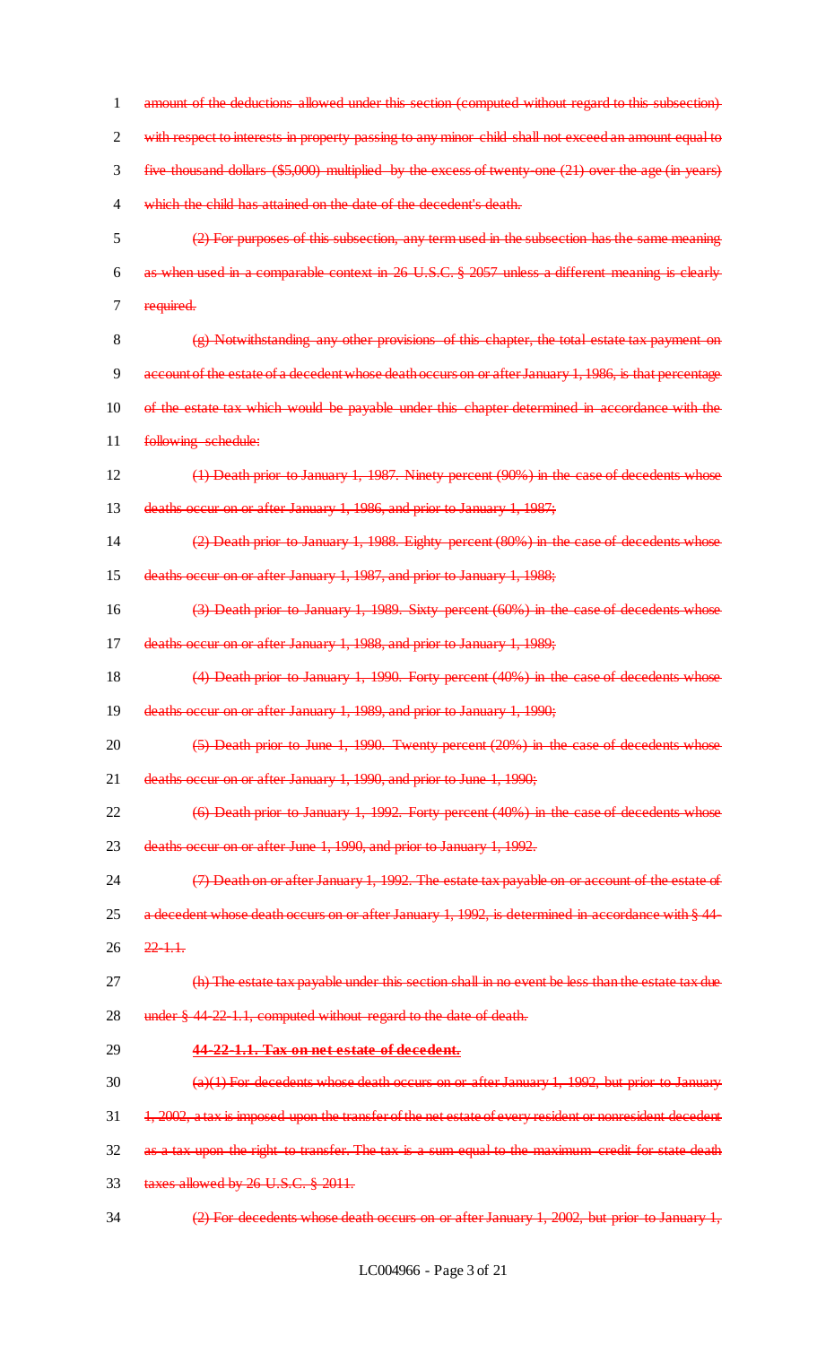amount of the deductions allowed under this section (computed without regard to this subsection) with respect to interests in property passing to any minor child shall not exceed an amount equal to five thousand dollars ($5,000) multiplied by the excess of twenty-one (21) over the age (in years) which the child has attained on the date of the decedent's death.

(2) For purposes of this subsection, any term used in the subsection has the same meaning as when used in a comparable context in 26 U.S.C. § 2057 unless a different meaning is clearly required.

(g) Notwithstanding any other provisions of this chapter, the total estate tax payment on account of the estate of a decedent whose death occurs on or after January 1, 1986, is that percentage of the estate tax which would be payable under this chapter determined in accordance with the following schedule:

(1) Death prior to January 1, 1987. Ninety percent (90%) in the case of decedents whose deaths occur on or after January 1, 1986, and prior to January 1, 1987;

(2) Death prior to January 1, 1988. Eighty percent (80%) in the case of decedents whose deaths occur on or after January 1, 1987, and prior to January 1, 1988;

(3) Death prior to January 1, 1989. Sixty percent (60%) in the case of decedents whose deaths occur on or after January 1, 1988, and prior to January 1, 1989;

(4) Death prior to January 1, 1990. Forty percent (40%) in the case of decedents whose deaths occur on or after January 1, 1989, and prior to January 1, 1990;

(5) Death prior to June 1, 1990. Twenty percent (20%) in the case of decedents whose deaths occur on or after January 1, 1990, and prior to June 1, 1990;

(6) Death prior to January 1, 1992. Forty percent (40%) in the case of decedents whose deaths occur on or after June 1, 1990, and prior to January 1, 1992.

(7) Death on or after January 1, 1992. The estate tax payable on or account of the estate of a decedent whose death occurs on or after January 1, 1992, is determined in accordance with § 44-22-1.1.

(h) The estate tax payable under this section shall in no event be less than the estate tax due under § 44-22-1.1, computed without regard to the date of death.

**44-22-1.1. Tax on net estate of decedent.**

(a)(1) For decedents whose death occurs on or after January 1, 1992, but prior to January 1, 2002, a tax is imposed upon the transfer of the net estate of every resident or nonresident decedent as a tax upon the right to transfer. The tax is a sum equal to the maximum credit for state death taxes allowed by 26 U.S.C. § 2011.

(2) For decedents whose death occurs on or after January 1, 2002, but prior to January 1,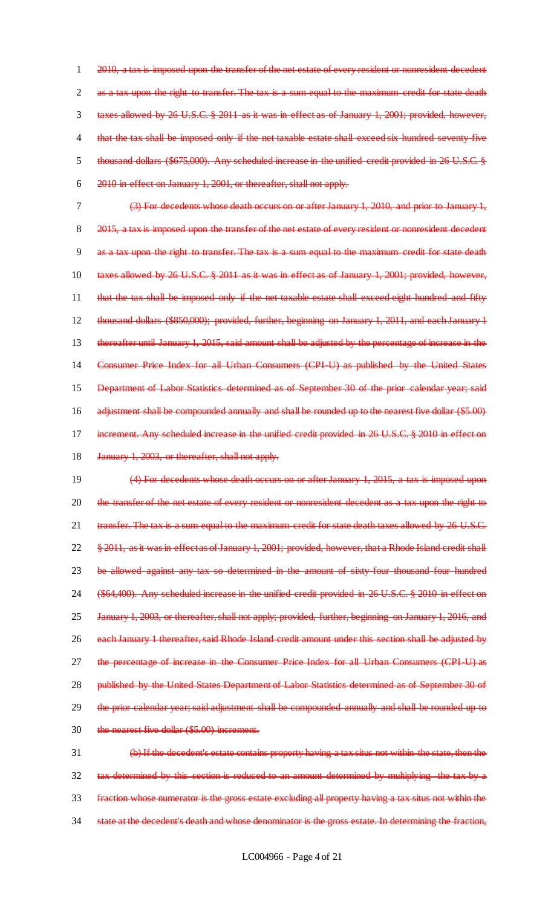2010, a tax is imposed upon the transfer of the net estate of every resident or nonresident decedent as a tax upon the right to transfer. The tax is a sum equal to the maximum credit for state death taxes allowed by 26 U.S.C. § 2011 as it was in effect as of January 1, 2001; provided, however, that the tax shall be imposed only if the net taxable estate shall exceed six hundred seventy-five thousand dollars ($675,000). Any scheduled increase in the unified credit provided in 26 U.S.C. § 2010 in effect on January 1, 2001, or thereafter, shall not apply.

(3) For decedents whose death occurs on or after January 1, 2010, and prior to January 1, 2015, a tax is imposed upon the transfer of the net estate of every resident or nonresident decedent as a tax upon the right to transfer. The tax is a sum equal to the maximum credit for state death taxes allowed by 26 U.S.C. § 2011 as it was in effect as of January 1, 2001; provided, however, that the tax shall be imposed only if the net taxable estate shall exceed eight hundred and fifty thousand dollars ($850,000); provided, further, beginning on January 1, 2011, and each January 1 thereafter until January 1, 2015, said amount shall be adjusted by the percentage of increase in the Consumer Price Index for all Urban Consumers (CPI-U) as published by the United States Department of Labor Statistics determined as of September 30 of the prior calendar year; said adjustment shall be compounded annually and shall be rounded up to the nearest five dollar ($5.00) increment. Any scheduled increase in the unified credit provided in 26 U.S.C. § 2010 in effect on January 1, 2003, or thereafter, shall not apply.

(4) For decedents whose death occurs on or after January 1, 2015, a tax is imposed upon the transfer of the net estate of every resident or nonresident decedent as a tax upon the right to transfer. The tax is a sum equal to the maximum credit for state death taxes allowed by 26 U.S.C. § 2011, as it was in effect as of January 1, 2001; provided, however, that a Rhode Island credit shall be allowed against any tax so determined in the amount of sixty-four thousand four hundred ($64,400). Any scheduled increase in the unified credit provided in 26 U.S.C. § 2010 in effect on January 1, 2003, or thereafter, shall not apply; provided, further, beginning on January 1, 2016, and each January 1 thereafter, said Rhode Island credit amount under this section shall be adjusted by the percentage of increase in the Consumer Price Index for all Urban Consumers (CPI-U) as published by the United States Department of Labor Statistics determined as of September 30 of the prior calendar year; said adjustment shall be compounded annually and shall be rounded up to the nearest five dollar ($5.00) increment.

(b) If the decedent's estate contains property having a tax situs not within the state, then the tax determined by this section is reduced to an amount determined by multiplying the tax by a fraction whose numerator is the gross estate excluding all property having a tax situs not within the state at the decedent's death and whose denominator is the gross estate. In determining the fraction,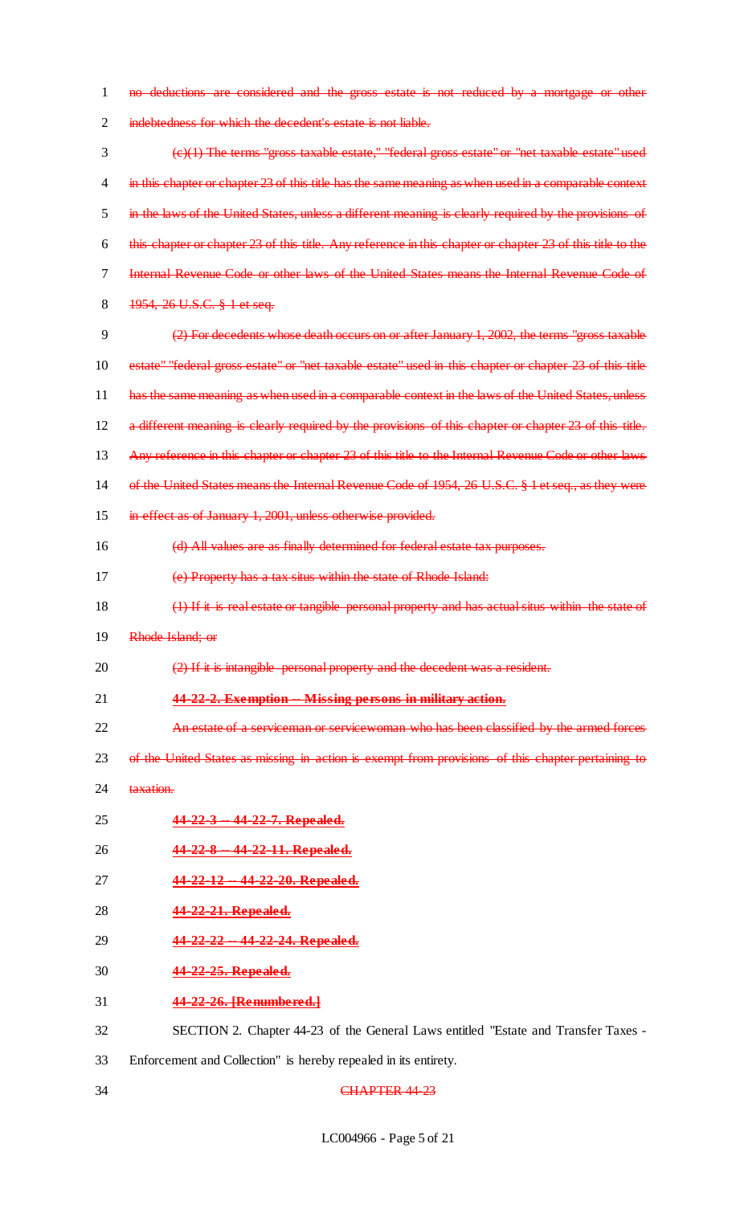~~no deductions are considered and the gross estate is not reduced by a mortgage or other indebtedness for which the decedent's estate is not liable.~~

~~(c)(1) The terms "gross taxable estate," "federal gross estate" or "net taxable estate" used in this chapter or chapter 23 of this title has the same meaning as when used in a comparable context in the laws of the United States, unless a different meaning is clearly required by the provisions of this chapter or chapter 23 of this title. Any reference in this chapter or chapter 23 of this title to the Internal Revenue Code or other laws of the United States means the Internal Revenue Code of 1954, 26 U.S.C. § 1 et seq.~~

~~(2) For decedents whose death occurs on or after January 1, 2002, the terms "gross taxable estate" "federal gross estate" or "net taxable estate" used in this chapter or chapter 23 of this title has the same meaning as when used in a comparable context in the laws of the United States, unless a different meaning is clearly required by the provisions of this chapter or chapter 23 of this title. Any reference in this chapter or chapter 23 of this title to the Internal Revenue Code or other laws of the United States means the Internal Revenue Code of 1954, 26 U.S.C. § 1 et seq., as they were in effect as of January 1, 2001, unless otherwise provided.~~

~~(d) All values are as finally determined for federal estate tax purposes.~~

~~(e) Property has a tax situs within the state of Rhode Island:~~

~~(1) If it is real estate or tangible personal property and has actual situs within the state of Rhode Island; or~~

~~(2) If it is intangible personal property and the decedent was a resident.~~

~~**44-22-2. Exemption -- Missing persons in military action.**~~

~~An estate of a serviceman or servicewoman who has been classified by the armed forces of the United States as missing in action is exempt from provisions of this chapter pertaining to taxation.~~

~~**44-22-3 -- 44-22-7. Repealed.**~~

~~**44-22-8 -- 44-22-11. Repealed.**~~

~~**44-22-12 -- 44-22-20. Repealed.**~~

~~**44-22-21. Repealed.**~~

~~**44-22-22 -- 44-22-24. Repealed.**~~

~~**44-22-25. Repealed.**~~

~~**44-22-26. [Renumbered.]**~~

SECTION 2. Chapter 44-23 of the General Laws entitled "Estate and Transfer Taxes - Enforcement and Collection" is hereby repealed in its entirety.

~~CHAPTER 44-23~~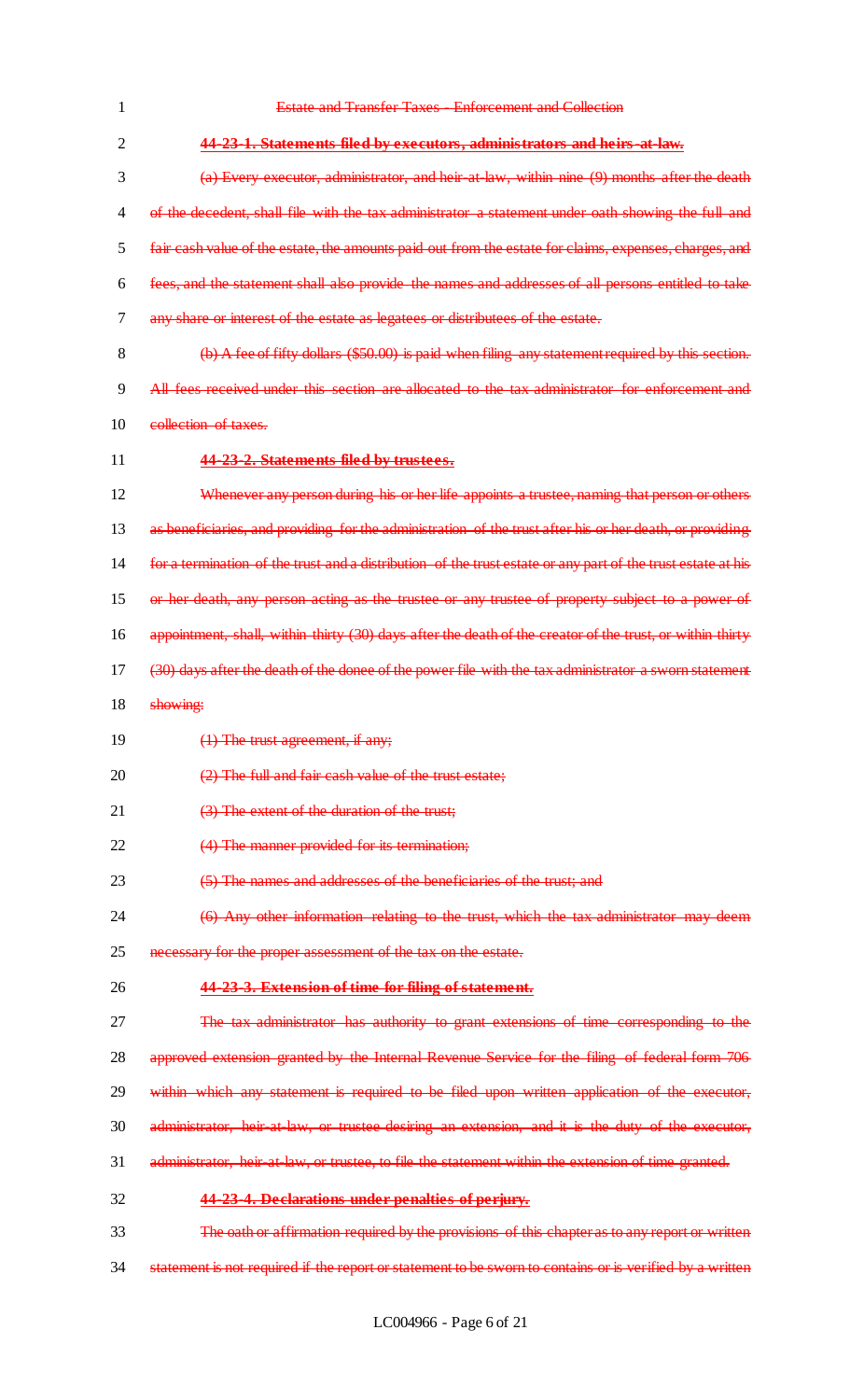~~Estate and Transfer Taxes - Enforcement and Collection~~

**~~44-23-1. Statements filed by executors, administrators and heirs-at-law.~~**

~~(a) Every executor, administrator, and heir-at-law, within nine (9) months after the death of the decedent, shall file with the tax administrator a statement under oath showing the full and fair cash value of the estate, the amounts paid out from the estate for claims, expenses, charges, and fees, and the statement shall also provide the names and addresses of all persons entitled to take any share or interest of the estate as legatees or distributees of the estate.~~

~~(b) A fee of fifty dollars ($50.00) is paid when filing any statement required by this section. All fees received under this section are allocated to the tax administrator for enforcement and collection of taxes.~~

**~~44-23-2. Statements filed by trustees.~~**

~~Whenever any person during his or her life appoints a trustee, naming that person or others as beneficiaries, and providing for the administration of the trust after his or her death, or providing for a termination of the trust and a distribution of the trust estate or any part of the trust estate at his or her death, any person acting as the trustee or any trustee of property subject to a power of appointment, shall, within thirty (30) days after the death of the creator of the trust, or within thirty (30) days after the death of the donee of the power file with the tax administrator a sworn statement showing:~~

~~(1) The trust agreement, if any;~~

~~(2) The full and fair cash value of the trust estate;~~

~~(3) The extent of the duration of the trust;~~

~~(4) The manner provided for its termination;~~

~~(5) The names and addresses of the beneficiaries of the trust; and~~

~~(6) Any other information relating to the trust, which the tax administrator may deem necessary for the proper assessment of the tax on the estate.~~

**~~44-23-3. Extension of time for filing of statement.~~**

~~The tax administrator has authority to grant extensions of time corresponding to the approved extension granted by the Internal Revenue Service for the filing of federal form 706 within which any statement is required to be filed upon written application of the executor, administrator, heir-at-law, or trustee desiring an extension, and it is the duty of the executor, administrator, heir-at-law, or trustee, to file the statement within the extension of time granted.~~

**~~44-23-4. Declarations under penalties of perjury.~~**

~~The oath or affirmation required by the provisions of this chapter as to any report or written statement is not required if the report or statement to be sworn to contains or is verified by a written~~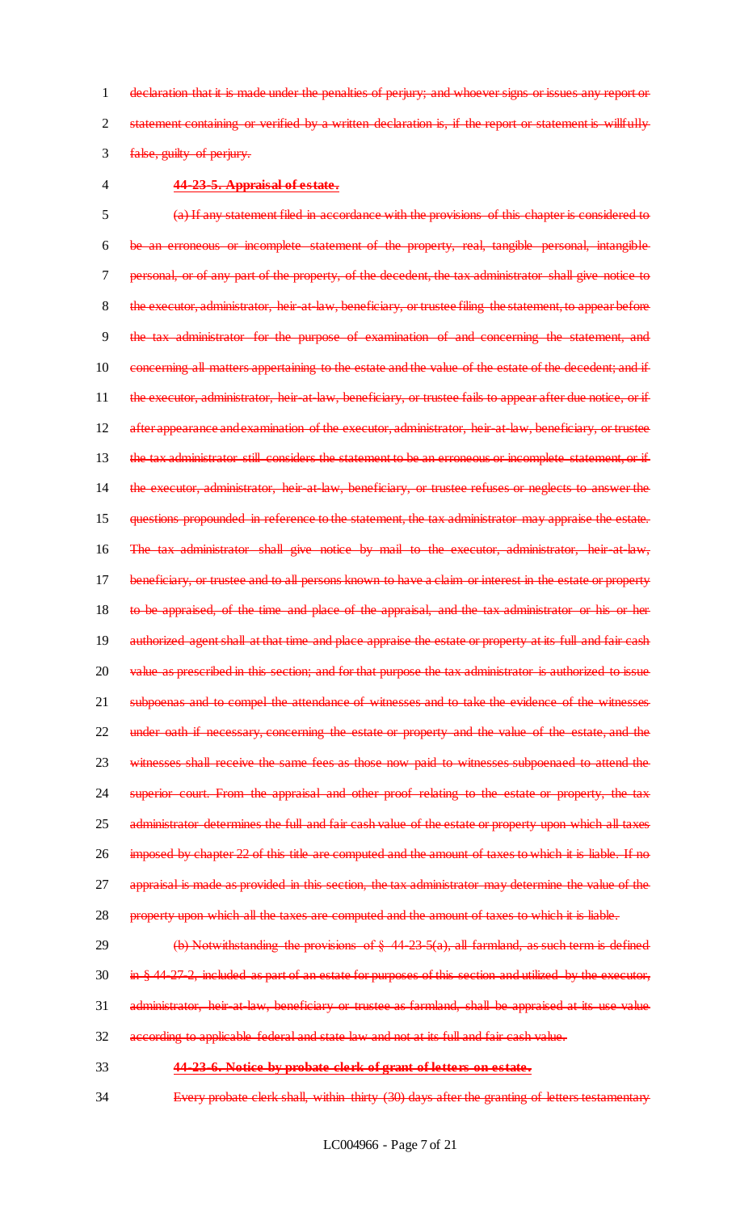~~declaration that it is made under the penalties of perjury; and whoever signs or issues any report or statement containing or verified by a written declaration is, if the report or statement is willfully false, guilty of perjury.~~

~~**44-23-5. Appraisal of estate.**~~

~~(a) If any statement filed in accordance with the provisions of this chapter is considered to be an erroneous or incomplete statement of the property, real, tangible personal, intangible personal, or of any part of the property, of the decedent, the tax administrator shall give notice to the executor, administrator, heir-at-law, beneficiary, or trustee filing the statement, to appear before the tax administrator for the purpose of examination of and concerning the statement, and concerning all matters appertaining to the estate and the value of the estate of the decedent; and if the executor, administrator, heir-at-law, beneficiary, or trustee fails to appear after due notice, or if after appearance and examination of the executor, administrator, heir-at-law, beneficiary, or trustee the tax administrator still considers the statement to be an erroneous or incomplete statement, or if the executor, administrator, heir-at-law, beneficiary, or trustee refuses or neglects to answer the questions propounded in reference to the statement, the tax administrator may appraise the estate. The tax administrator shall give notice by mail to the executor, administrator, heir-at-law, beneficiary, or trustee and to all persons known to have a claim or interest in the estate or property to be appraised, of the time and place of the appraisal, and the tax administrator or his or her authorized agent shall at that time and place appraise the estate or property at its full and fair cash value as prescribed in this section; and for that purpose the tax administrator is authorized to issue subpoenas and to compel the attendance of witnesses and to take the evidence of the witnesses under oath if necessary, concerning the estate or property and the value of the estate, and the witnesses shall receive the same fees as those now paid to witnesses subpoenaed to attend the superior court. From the appraisal and other proof relating to the estate or property, the tax administrator determines the full and fair cash value of the estate or property upon which all taxes imposed by chapter 22 of this title are computed and the amount of taxes to which it is liable. If no appraisal is made as provided in this section, the tax administrator may determine the value of the property upon which all the taxes are computed and the amount of taxes to which it is liable.~~

~~(b) Notwithstanding the provisions of § 44-23-5(a), all farmland, as such term is defined in § 44-27-2, included as part of an estate for purposes of this section and utilized by the executor, administrator, heir-at-law, beneficiary or trustee as farmland, shall be appraised at its use value according to applicable federal and state law and not at its full and fair cash value.~~

~~**44-23-6. Notice by probate clerk of grant of letters on estate.**~~

~~Every probate clerk shall, within thirty (30) days after the granting of letters testamentary~~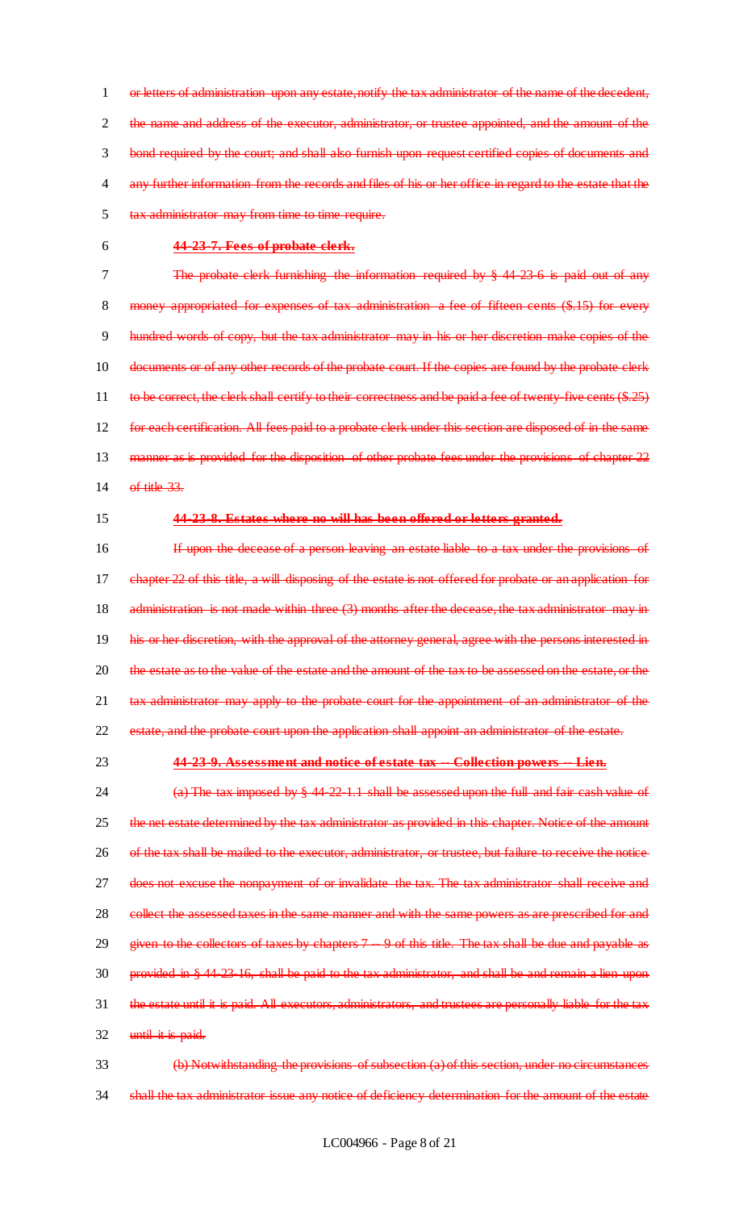1 ~~or letters of administration upon any estate, notify the tax administrator of the name of the decedent,~~
2 ~~the name and address of the executor, administrator, or trustee appointed, and the amount of the~~
3 ~~bond required by the court; and shall also furnish upon request certified copies of documents and~~
4 ~~any further information from the records and files of his or her office in regard to the estate that the~~
5 ~~tax administrator may from time to time require.~~

6 **~~44-23-7. Fees of probate clerk.~~**

7 ~~The probate clerk furnishing the information required by § 44-23-6 is paid out of any~~
8 ~~money appropriated for expenses of tax administration a fee of fifteen cents ($.15) for every~~
9 ~~hundred words of copy, but the tax administrator may in his or her discretion make copies of the~~
10 ~~documents or of any other records of the probate court. If the copies are found by the probate clerk~~
11 ~~to be correct, the clerk shall certify to their correctness and be paid a fee of twenty-five cents ($.25)~~
12 ~~for each certification. All fees paid to a probate clerk under this section are disposed of in the same~~
13 ~~manner as is provided for the disposition of other probate fees under the provisions of chapter 22~~
14 ~~of title 33.~~

15 **~~44-23-8. Estates where no will has been offered or letters granted.~~**

16 ~~If upon the decease of a person leaving an estate liable to a tax under the provisions of~~
17 ~~chapter 22 of this title, a will disposing of the estate is not offered for probate or an application for~~
18 ~~administration is not made within three (3) months after the decease, the tax administrator may in~~
19 ~~his or her discretion, with the approval of the attorney general, agree with the persons interested in~~
20 ~~the estate as to the value of the estate and the amount of the tax to be assessed on the estate, or the~~
21 ~~tax administrator may apply to the probate court for the appointment of an administrator of the~~
22 ~~estate, and the probate court upon the application shall appoint an administrator of the estate.~~

23 **~~44-23-9. Assessment and notice of estate tax -- Collection powers -- Lien.~~**

24 ~~(a) The tax imposed by § 44-22-1.1 shall be assessed upon the full and fair cash value of~~
25 ~~the net estate determined by the tax administrator as provided in this chapter. Notice of the amount~~
26 ~~of the tax shall be mailed to the executor, administrator, or trustee, but failure to receive the notice~~
27 ~~does not excuse the nonpayment of or invalidate the tax. The tax administrator shall receive and~~
28 ~~collect the assessed taxes in the same manner and with the same powers as are prescribed for and~~
29 ~~given to the collectors of taxes by chapters 7 -- 9 of this title. The tax shall be due and payable as~~
30 ~~provided in § 44-23-16, shall be paid to the tax administrator, and shall be and remain a lien upon~~
31 ~~the estate until it is paid. All executors, administrators, and trustees are personally liable for the tax~~
32 ~~until it is paid.~~

33 ~~(b) Notwithstanding the provisions of subsection (a) of this section, under no circumstances~~
34 ~~shall the tax administrator issue any notice of deficiency determination for the amount of the estate~~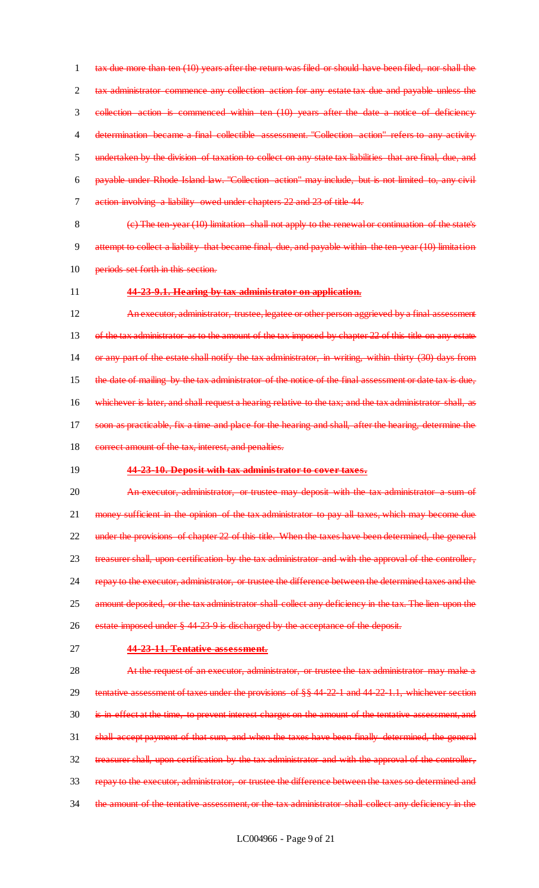tax due more than ten (10) years after the return was filed or should have been filed, nor shall the tax administrator commence any collection action for any estate tax due and payable unless the collection action is commenced within ten (10) years after the date a notice of deficiency determination became a final collectible assessment. "Collection action" refers to any activity undertaken by the division of taxation to collect on any state tax liabilities that are final, due, and payable under Rhode Island law. "Collection action" may include, but is not limited to, any civil action involving a liability owed under chapters 22 and 23 of title 44.

(c) The ten-year (10) limitation shall not apply to the renewal or continuation of the state's attempt to collect a liability that became final, due, and payable within the ten-year (10) limitation periods set forth in this section.

**44-23-9.1. Hearing by tax administrator on application.**

An executor, administrator, trustee, legatee or other person aggrieved by a final assessment of the tax administrator as to the amount of the tax imposed by chapter 22 of this title on any estate or any part of the estate shall notify the tax administrator, in writing, within thirty (30) days from the date of mailing by the tax administrator of the notice of the final assessment or date tax is due, whichever is later, and shall request a hearing relative to the tax; and the tax administrator shall, as soon as practicable, fix a time and place for the hearing and shall, after the hearing, determine the correct amount of the tax, interest, and penalties.

**44-23-10. Deposit with tax administrator to cover taxes.**

An executor, administrator, or trustee may deposit with the tax administrator a sum of money sufficient in the opinion of the tax administrator to pay all taxes, which may become due under the provisions of chapter 22 of this title. When the taxes have been determined, the general treasurer shall, upon certification by the tax administrator and with the approval of the controller, repay to the executor, administrator, or trustee the difference between the determined taxes and the amount deposited, or the tax administrator shall collect any deficiency in the tax. The lien upon the estate imposed under § 44-23-9 is discharged by the acceptance of the deposit.

**44-23-11. Tentative assessment.**

At the request of an executor, administrator, or trustee the tax administrator may make a tentative assessment of taxes under the provisions of §§ 44-22-1 and 44-22-1.1, whichever section is in effect at the time, to prevent interest charges on the amount of the tentative assessment, and shall accept payment of that sum, and when the taxes have been finally determined, the general treasurer shall, upon certification by the tax administrator and with the approval of the controller, repay to the executor, administrator, or trustee the difference between the taxes so determined and the amount of the tentative assessment, or the tax administrator shall collect any deficiency in the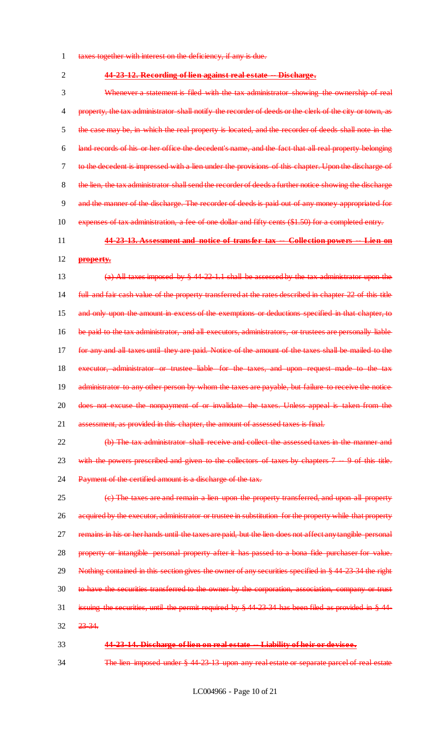taxes together with interest on the deficiency, if any is due.

**44-23-12. Recording of lien against real estate -- Discharge.**

Whenever a statement is filed with the tax administrator showing the ownership of real property, the tax administrator shall notify the recorder of deeds or the clerk of the city or town, as the case may be, in which the real property is located, and the recorder of deeds shall note in the land records of his or her office the decedent's name, and the fact that all real property belonging to the decedent is impressed with a lien under the provisions of this chapter. Upon the discharge of the lien, the tax administrator shall send the recorder of deeds a further notice showing the discharge and the manner of the discharge. The recorder of deeds is paid out of any money appropriated for expenses of tax administration, a fee of one dollar and fifty cents ($1.50) for a completed entry.

**44-23-13. Assessment and notice of transfer tax -- Collection powers -- Lien on property.**

(a) All taxes imposed by § 44-22-1.1 shall be assessed by the tax administrator upon the full and fair cash value of the property transferred at the rates described in chapter 22 of this title and only upon the amount in excess of the exemptions or deductions specified in that chapter, to be paid to the tax administrator, and all executors, administrators, or trustees are personally liable for any and all taxes until they are paid. Notice of the amount of the taxes shall be mailed to the executor, administrator or trustee liable for the taxes, and upon request made to the tax administrator to any other person by whom the taxes are payable, but failure to receive the notice does not excuse the nonpayment of or invalidate the taxes. Unless appeal is taken from the assessment, as provided in this chapter, the amount of assessed taxes is final.

(b) The tax administrator shall receive and collect the assessed taxes in the manner and with the powers prescribed and given to the collectors of taxes by chapters 7 -- 9 of this title. Payment of the certified amount is a discharge of the tax.

(c) The taxes are and remain a lien upon the property transferred, and upon all property acquired by the executor, administrator or trustee in substitution for the property while that property remains in his or her hands until the taxes are paid, but the lien does not affect any tangible personal property or intangible personal property after it has passed to a bona fide purchaser for value. Nothing contained in this section gives the owner of any securities specified in § 44-23-34 the right to have the securities transferred to the owner by the corporation, association, company or trust issuing the securities, until the permit required by § 44-23-34 has been filed as provided in § 44-23-34.

**44-23-14. Discharge of lien on real estate -- Liability of heir or devisee.**

The lien imposed under § 44-23-13 upon any real estate or separate parcel of real estate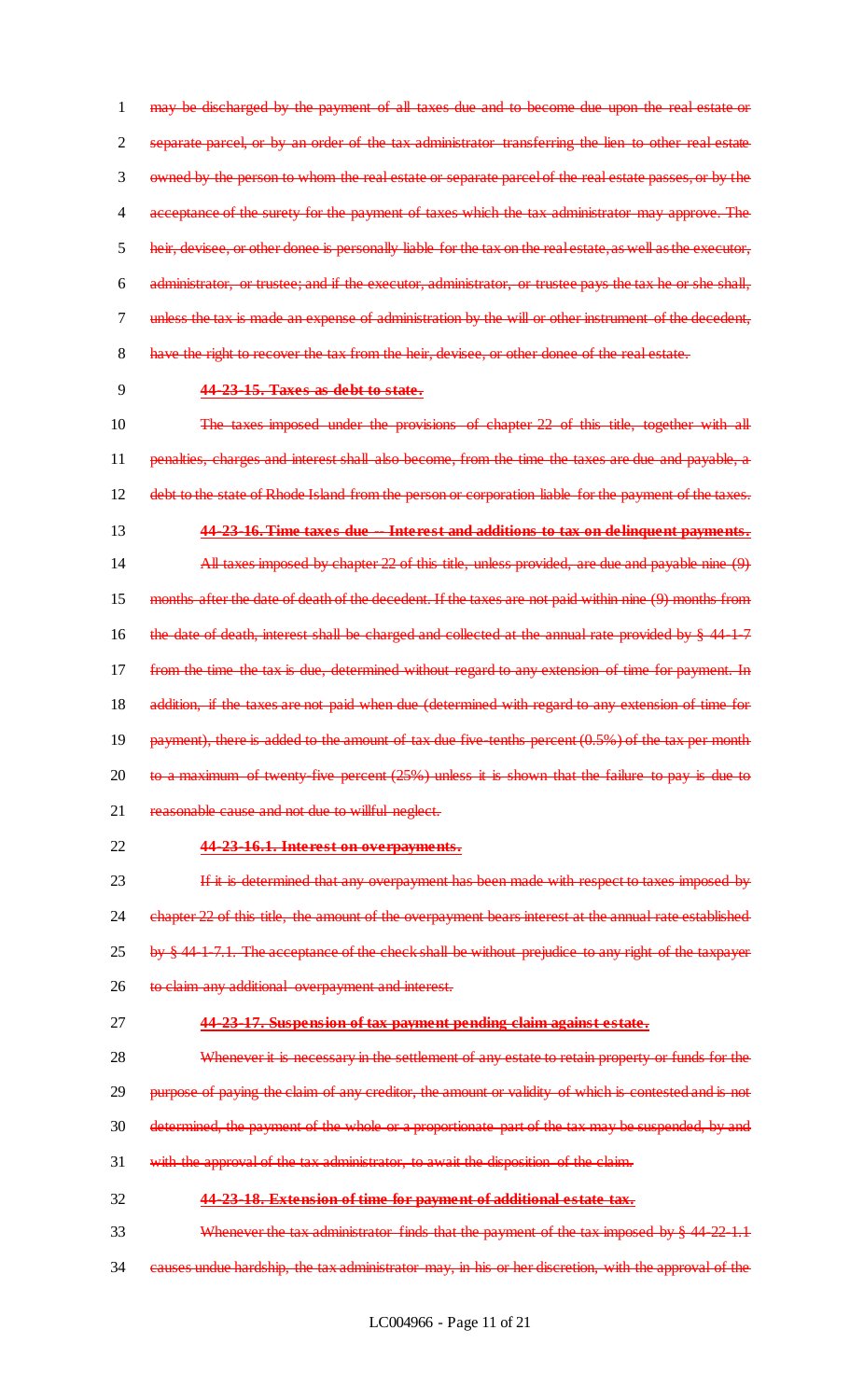may be discharged by the payment of all taxes due and to become due upon the real estate or separate parcel, or by an order of the tax administrator transferring the lien to other real estate owned by the person to whom the real estate or separate parcel of the real estate passes, or by the acceptance of the surety for the payment of taxes which the tax administrator may approve. The heir, devisee, or other donee is personally liable for the tax on the real estate, as well as the executor, administrator, or trustee; and if the executor, administrator, or trustee pays the tax he or she shall, unless the tax is made an expense of administration by the will or other instrument of the decedent, have the right to recover the tax from the heir, devisee, or other donee of the real estate.

**44-23-15. Taxes as debt to state.**

The taxes imposed under the provisions of chapter 22 of this title, together with all penalties, charges and interest shall also become, from the time the taxes are due and payable, a debt to the state of Rhode Island from the person or corporation liable for the payment of the taxes.

**44-23-16. Time taxes due -- Interest and additions to tax on delinquent payments.**

All taxes imposed by chapter 22 of this title, unless provided, are due and payable nine (9) months after the date of death of the decedent. If the taxes are not paid within nine (9) months from the date of death, interest shall be charged and collected at the annual rate provided by § 44-1-7 from the time the tax is due, determined without regard to any extension of time for payment. In addition, if the taxes are not paid when due (determined with regard to any extension of time for payment), there is added to the amount of tax due five-tenths percent (0.5%) of the tax per month to a maximum of twenty-five percent (25%) unless it is shown that the failure to pay is due to reasonable cause and not due to willful neglect.

**44-23-16.1. Interest on overpayments.**

If it is determined that any overpayment has been made with respect to taxes imposed by chapter 22 of this title, the amount of the overpayment bears interest at the annual rate established by § 44-1-7.1. The acceptance of the check shall be without prejudice to any right of the taxpayer to claim any additional overpayment and interest.

**44-23-17. Suspension of tax payment pending claim against estate.**

Whenever it is necessary in the settlement of any estate to retain property or funds for the purpose of paying the claim of any creditor, the amount or validity of which is contested and is not determined, the payment of the whole or a proportionate part of the tax may be suspended, by and with the approval of the tax administrator, to await the disposition of the claim.

**44-23-18. Extension of time for payment of additional estate tax.**

Whenever the tax administrator finds that the payment of the tax imposed by § 44-22-1.1 causes undue hardship, the tax administrator may, in his or her discretion, with the approval of the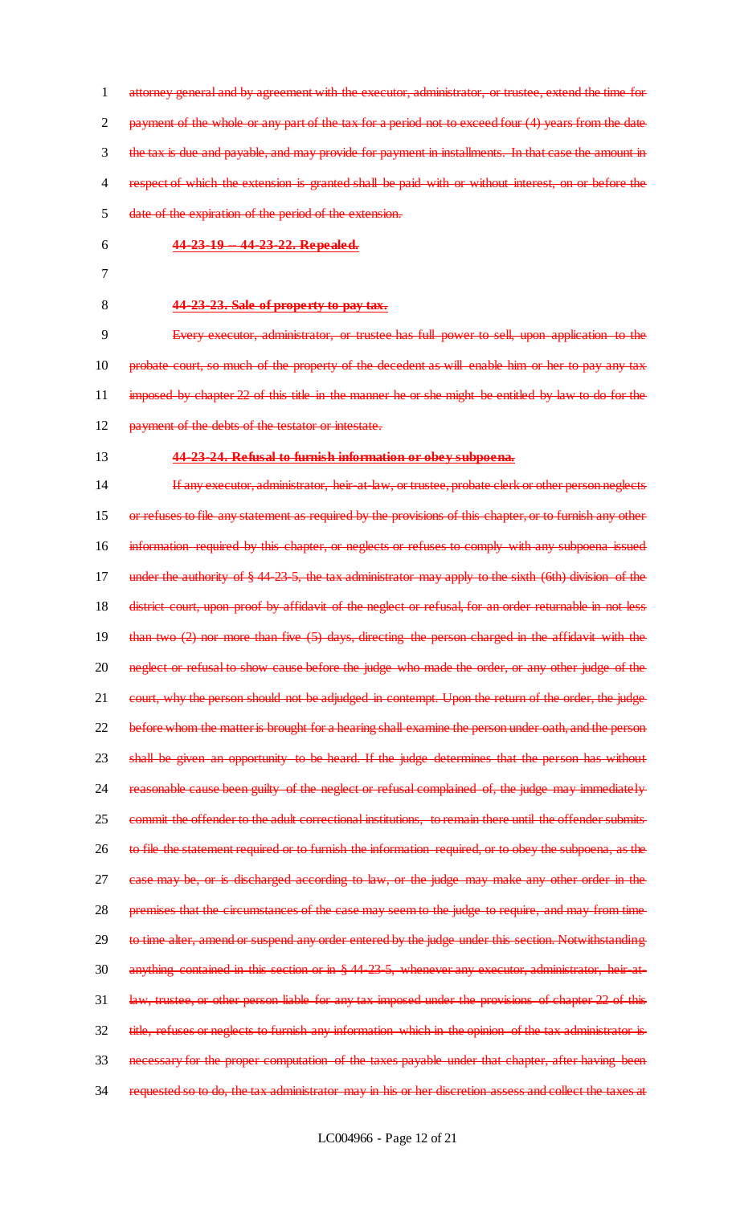attorney general and by agreement with the executor, administrator, or trustee, extend the time for payment of the whole or any part of the tax for a period not to exceed four (4) years from the date the tax is due and payable, and may provide for payment in installments. In that case the amount in respect of which the extension is granted shall be paid with or without interest, on or before the date of the expiration of the period of the extension.

**44-23-19 -- 44-23-22. Repealed.**

**44-23-23. Sale of property to pay tax.**

Every executor, administrator, or trustee has full power to sell, upon application to the probate court, so much of the property of the decedent as will enable him or her to pay any tax imposed by chapter 22 of this title in the manner he or she might be entitled by law to do for the payment of the debts of the testator or intestate.

**44-23-24. Refusal to furnish information or obey subpoena.**

If any executor, administrator, heir-at-law, or trustee, probate clerk or other person neglects or refuses to file any statement as required by the provisions of this chapter, or to furnish any other information required by this chapter, or neglects or refuses to comply with any subpoena issued under the authority of § 44-23-5, the tax administrator may apply to the sixth (6th) division of the district court, upon proof by affidavit of the neglect or refusal, for an order returnable in not less than two (2) nor more than five (5) days, directing the person charged in the affidavit with the neglect or refusal to show cause before the judge who made the order, or any other judge of the court, why the person should not be adjudged in contempt. Upon the return of the order, the judge before whom the matter is brought for a hearing shall examine the person under oath, and the person shall be given an opportunity to be heard. If the judge determines that the person has without reasonable cause been guilty of the neglect or refusal complained of, the judge may immediately commit the offender to the adult correctional institutions, to remain there until the offender submits to file the statement required or to furnish the information required, or to obey the subpoena, as the case may be, or is discharged according to law, or the judge may make any other order in the premises that the circumstances of the case may seem to the judge to require, and may from time to time alter, amend or suspend any order entered by the judge under this section. Notwithstanding anything contained in this section or in § 44-23-5, whenever any executor, administrator, heir-at-law, trustee, or other person liable for any tax imposed under the provisions of chapter 22 of this title, refuses or neglects to furnish any information which in the opinion of the tax administrator is necessary for the proper computation of the taxes payable under that chapter, after having been requested so to do, the tax administrator may in his or her discretion assess and collect the taxes at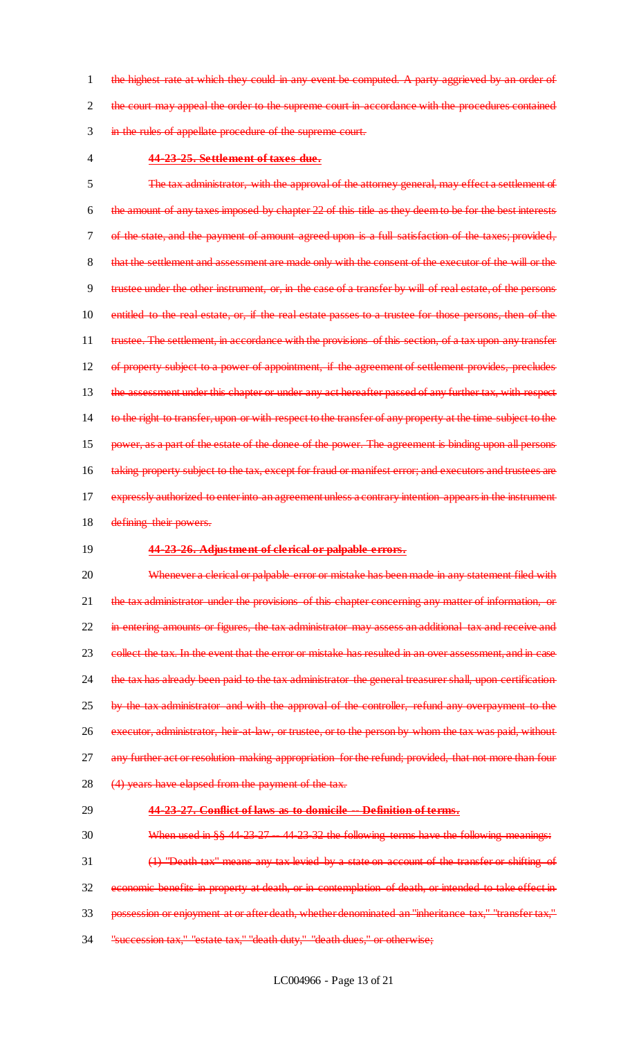the highest rate at which they could in any event be computed. A party aggrieved by an order of the court may appeal the order to the supreme court in accordance with the procedures contained in the rules of appellate procedure of the supreme court.

**44-23-25. Settlement of taxes due.**

The tax administrator, with the approval of the attorney general, may effect a settlement of the amount of any taxes imposed by chapter 22 of this title as they deem to be for the best interests of the state, and the payment of amount agreed upon is a full satisfaction of the taxes; provided, that the settlement and assessment are made only with the consent of the executor of the will or the trustee under the other instrument, or, in the case of a transfer by will of real estate, of the persons entitled to the real estate, or, if the real estate passes to a trustee for those persons, then of the trustee. The settlement, in accordance with the provisions of this section, of a tax upon any transfer of property subject to a power of appointment, if the agreement of settlement provides, precludes the assessment under this chapter or under any act hereafter passed of any further tax, with respect to the right to transfer, upon or with respect to the transfer of any property at the time subject to the power, as a part of the estate of the donee of the power. The agreement is binding upon all persons taking property subject to the tax, except for fraud or manifest error; and executors and trustees are expressly authorized to enter into an agreement unless a contrary intention appears in the instrument defining their powers.

**44-23-26. Adjustment of clerical or palpable errors.**

Whenever a clerical or palpable error or mistake has been made in any statement filed with the tax administrator under the provisions of this chapter concerning any matter of information, or in entering amounts or figures, the tax administrator may assess an additional tax and receive and collect the tax. In the event that the error or mistake has resulted in an over assessment, and in case the tax has already been paid to the tax administrator the general treasurer shall, upon certification by the tax administrator and with the approval of the controller, refund any overpayment to the executor, administrator, heir-at-law, or trustee, or to the person by whom the tax was paid, without any further act or resolution making appropriation for the refund; provided, that not more than four (4) years have elapsed from the payment of the tax.

**44-23-27. Conflict of laws as to domicile -- Definition of terms.**

When used in §§ 44-23-27 -- 44-23-32 the following terms have the following meanings:

(1) "Death tax" means any tax levied by a state on account of the transfer or shifting of economic benefits in property at death, or in contemplation of death, or intended to take effect in possession or enjoyment at or after death, whether denominated an "inheritance tax," "transfer tax," "succession tax," "estate tax," "death duty," "death dues," or otherwise;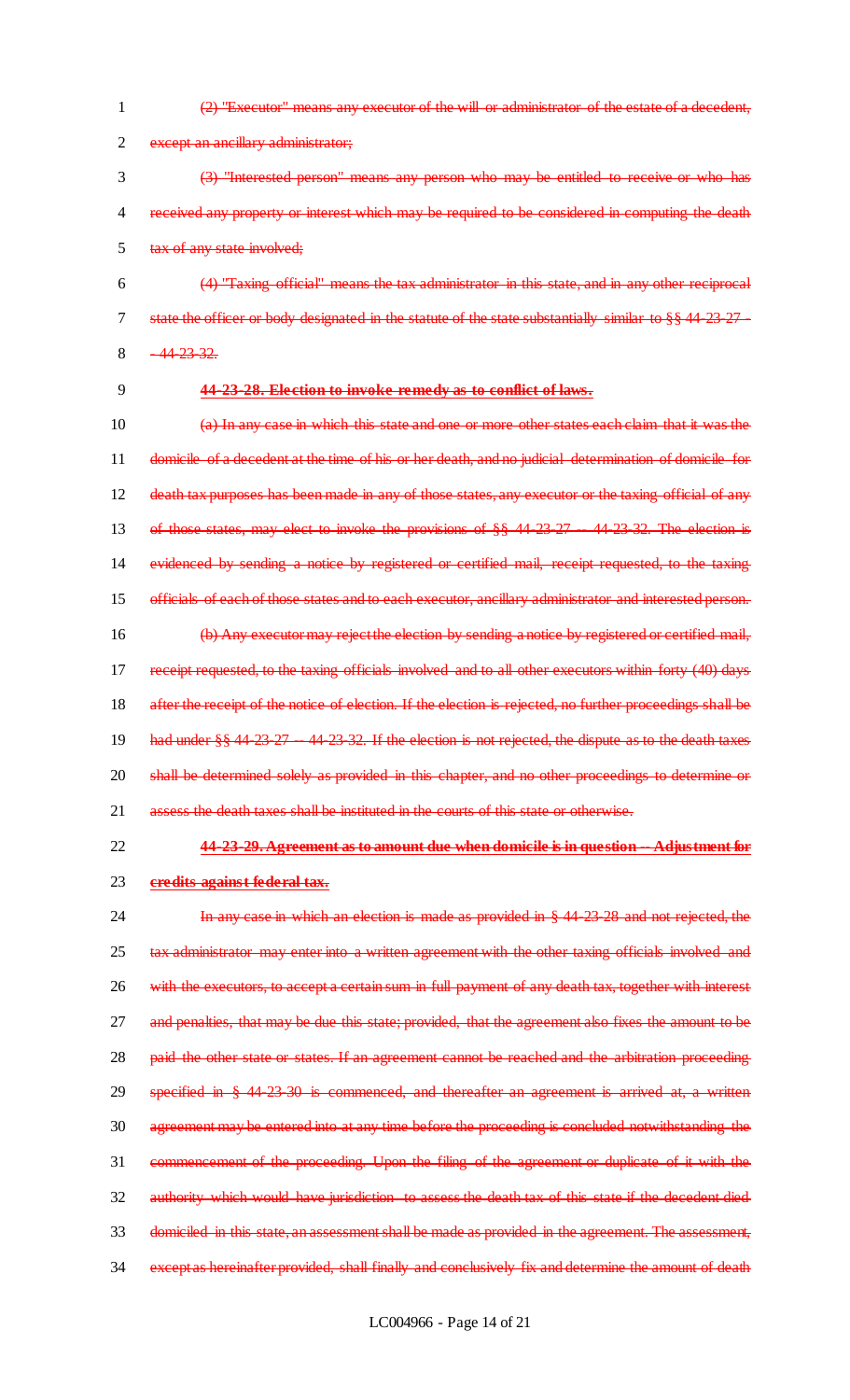(2) "Executor" means any executor of the will or administrator of the estate of a decedent, except an ancillary administrator;

(3) "Interested person" means any person who may be entitled to receive or who has received any property or interest which may be required to be considered in computing the death tax of any state involved;

(4) "Taxing official" means the tax administrator in this state, and in any other reciprocal state the officer or body designated in the statute of the state substantially similar to §§ 44-23-27 -- 44-23-32.

**44-23-28. Election to invoke remedy as to conflict of laws.**

(a) In any case in which this state and one or more other states each claim that it was the domicile of a decedent at the time of his or her death, and no judicial determination of domicile for death tax purposes has been made in any of those states, any executor or the taxing official of any of those states, may elect to invoke the provisions of §§ 44-23-27 -- 44-23-32. The election is evidenced by sending a notice by registered or certified mail, receipt requested, to the taxing officials of each of those states and to each executor, ancillary administrator and interested person.

(b) Any executor may reject the election by sending a notice by registered or certified mail, receipt requested, to the taxing officials involved and to all other executors within forty (40) days after the receipt of the notice of election. If the election is rejected, no further proceedings shall be had under §§ 44-23-27 -- 44-23-32. If the election is not rejected, the dispute as to the death taxes shall be determined solely as provided in this chapter, and no other proceedings to determine or assess the death taxes shall be instituted in the courts of this state or otherwise.

**44-23-29. Agreement as to amount due when domicile is in question -- Adjustment for credits against federal tax.**

In any case in which an election is made as provided in § 44-23-28 and not rejected, the tax administrator may enter into a written agreement with the other taxing officials involved and with the executors, to accept a certain sum in full payment of any death tax, together with interest and penalties, that may be due this state; provided, that the agreement also fixes the amount to be paid the other state or states. If an agreement cannot be reached and the arbitration proceeding specified in § 44-23-30 is commenced, and thereafter an agreement is arrived at, a written agreement may be entered into at any time before the proceeding is concluded notwithstanding the commencement of the proceeding. Upon the filing of the agreement or duplicate of it with the authority which would have jurisdiction to assess the death tax of this state if the decedent died domiciled in this state, an assessment shall be made as provided in the agreement. The assessment, except as hereinafter provided, shall finally and conclusively fix and determine the amount of death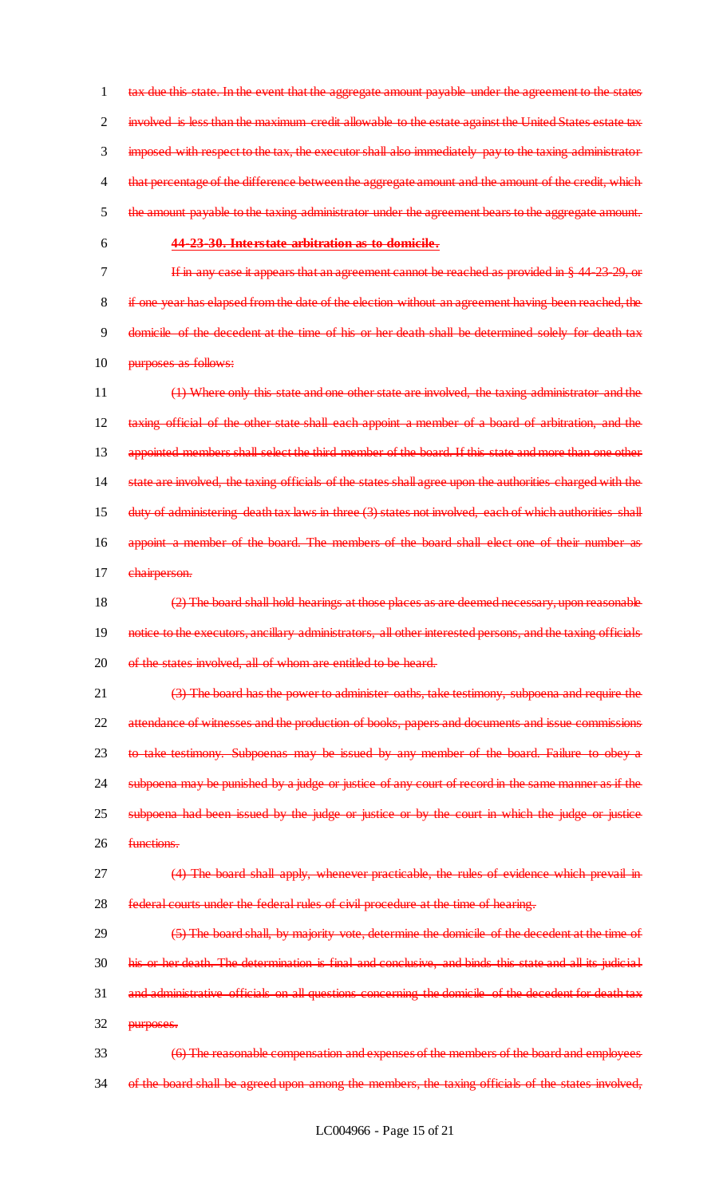tax due this state. In the event that the aggregate amount payable under the agreement to the states involved is less than the maximum credit allowable to the estate against the United States estate tax imposed with respect to the tax, the executor shall also immediately pay to the taxing administrator that percentage of the difference between the aggregate amount and the amount of the credit, which the amount payable to the taxing administrator under the agreement bears to the aggregate amount.

**44-23-30. Interstate arbitration as to domicile.**

If in any case it appears that an agreement cannot be reached as provided in § 44-23-29, or if one year has elapsed from the date of the election without an agreement having been reached, the domicile of the decedent at the time of his or her death shall be determined solely for death tax purposes as follows:

(1) Where only this state and one other state are involved, the taxing administrator and the taxing official of the other state shall each appoint a member of a board of arbitration, and the appointed members shall select the third member of the board. If this state and more than one other state are involved, the taxing officials of the states shall agree upon the authorities charged with the duty of administering death tax laws in three (3) states not involved, each of which authorities shall appoint a member of the board. The members of the board shall elect one of their number as chairperson.

(2) The board shall hold hearings at those places as are deemed necessary, upon reasonable notice to the executors, ancillary administrators, all other interested persons, and the taxing officials of the states involved, all of whom are entitled to be heard.

(3) The board has the power to administer oaths, take testimony, subpoena and require the attendance of witnesses and the production of books, papers and documents and issue commissions to take testimony. Subpoenas may be issued by any member of the board. Failure to obey a subpoena may be punished by a judge or justice of any court of record in the same manner as if the subpoena had been issued by the judge or justice or by the court in which the judge or justice functions.

(4) The board shall apply, whenever practicable, the rules of evidence which prevail in federal courts under the federal rules of civil procedure at the time of hearing.

(5) The board shall, by majority vote, determine the domicile of the decedent at the time of his or her death. The determination is final and conclusive, and binds this state and all its judicial and administrative officials on all questions concerning the domicile of the decedent for death tax purposes.

(6) The reasonable compensation and expenses of the members of the board and employees of the board shall be agreed upon among the members, the taxing officials of the states involved,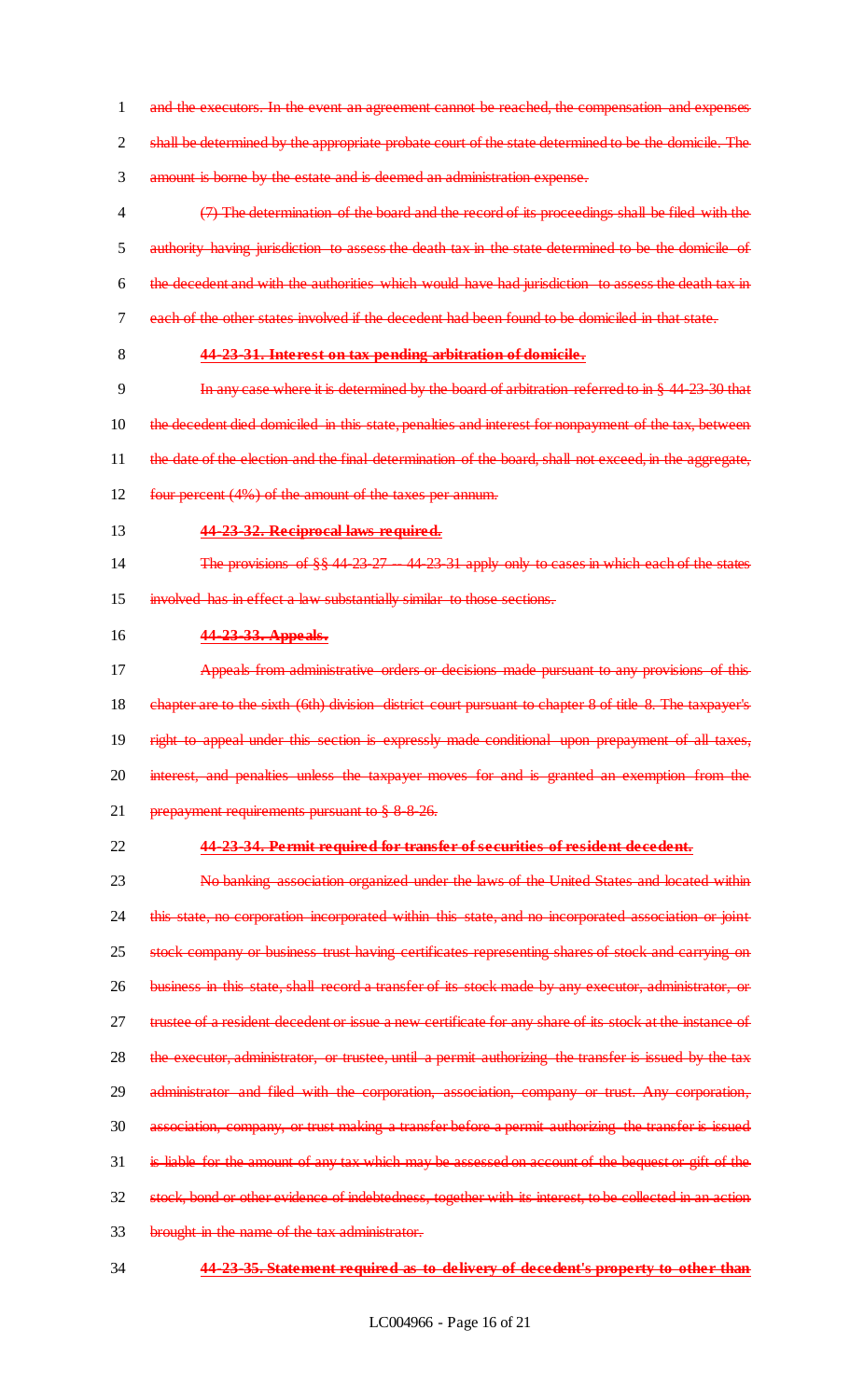~~and the executors. In the event an agreement cannot be reached, the compensation and expenses shall be determined by the appropriate probate court of the state determined to be the domicile. The amount is borne by the estate and is deemed an administration expense.~~

~~(7) The determination of the board and the record of its proceedings shall be filed with the authority having jurisdiction to assess the death tax in the state determined to be the domicile of the decedent and with the authorities which would have had jurisdiction to assess the death tax in each of the other states involved if the decedent had been found to be domiciled in that state.~~

~~**44-23-31. Interest on tax pending arbitration of domicile.**~~

~~In any case where it is determined by the board of arbitration referred to in § 44-23-30 that the decedent died domiciled in this state, penalties and interest for nonpayment of the tax, between the date of the election and the final determination of the board, shall not exceed, in the aggregate, four percent (4%) of the amount of the taxes per annum.~~

~~**44-23-32. Reciprocal laws required.**~~

~~The provisions of §§ 44-23-27 -- 44-23-31 apply only to cases in which each of the states involved has in effect a law substantially similar to those sections.~~

~~**44-23-33. Appeals.**~~

~~Appeals from administrative orders or decisions made pursuant to any provisions of this chapter are to the sixth (6th) division district court pursuant to chapter 8 of title 8. The taxpayer's right to appeal under this section is expressly made conditional upon prepayment of all taxes, interest, and penalties unless the taxpayer moves for and is granted an exemption from the prepayment requirements pursuant to § 8-8-26.~~

~~**44-23-34. Permit required for transfer of securities of resident decedent.**~~

~~No banking association organized under the laws of the United States and located within this state, no corporation incorporated within this state, and no incorporated association or joint stock company or business trust having certificates representing shares of stock and carrying on business in this state, shall record a transfer of its stock made by any executor, administrator, or trustee of a resident decedent or issue a new certificate for any share of its stock at the instance of the executor, administrator, or trustee, until a permit authorizing the transfer is issued by the tax administrator and filed with the corporation, association, company or trust. Any corporation, association, company, or trust making a transfer before a permit authorizing the transfer is issued is liable for the amount of any tax which may be assessed on account of the bequest or gift of the stock, bond or other evidence of indebtedness, together with its interest, to be collected in an action brought in the name of the tax administrator.~~

~~**44-23-35. Statement required as to delivery of decedent's property to other than**~~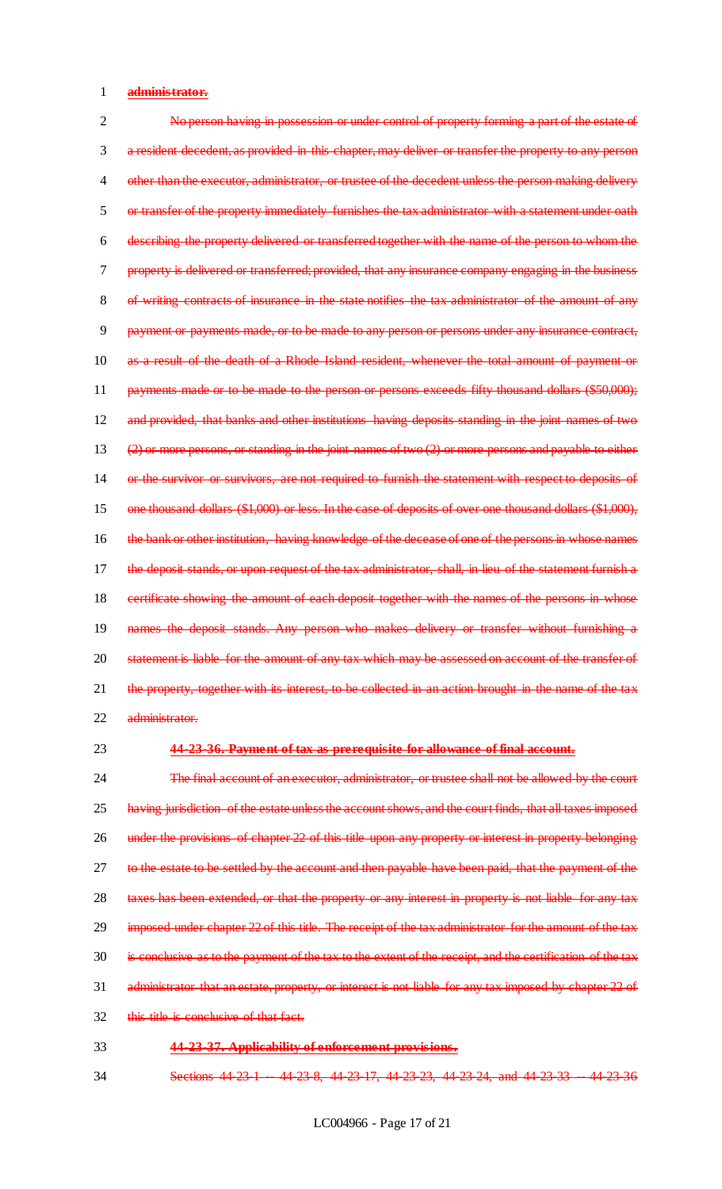**administrator.**

No person having in possession or under control of property forming a part of the estate of a resident decedent, as provided in this chapter, may deliver or transfer the property to any person other than the executor, administrator, or trustee of the decedent unless the person making delivery or transfer of the property immediately furnishes the tax administrator with a statement under oath describing the property delivered or transferred together with the name of the person to whom the property is delivered or transferred; provided, that any insurance company engaging in the business of writing contracts of insurance in the state notifies the tax administrator of the amount of any payment or payments made, or to be made to any person or persons under any insurance contract, as a result of the death of a Rhode Island resident, whenever the total amount of payment or payments made or to be made to the person or persons exceeds fifty thousand dollars ($50,000); and provided, that banks and other institutions having deposits standing in the joint names of two (2) or more persons, or standing in the joint names of two (2) or more persons and payable to either or the survivor or survivors, are not required to furnish the statement with respect to deposits of one thousand dollars ($1,000) or less. In the case of deposits of over one thousand dollars ($1,000), the bank or other institution, having knowledge of the decease of one of the persons in whose names the deposit stands, or upon request of the tax administrator, shall, in lieu of the statement furnish a certificate showing the amount of each deposit together with the names of the persons in whose names the deposit stands. Any person who makes delivery or transfer without furnishing a statement is liable for the amount of any tax which may be assessed on account of the transfer of the property, together with its interest, to be collected in an action brought in the name of the tax administrator.

**44-23-36. Payment of tax as prerequisite for allowance of final account.**

The final account of an executor, administrator, or trustee shall not be allowed by the court having jurisdiction of the estate unless the account shows, and the court finds, that all taxes imposed under the provisions of chapter 22 of this title upon any property or interest in property belonging to the estate to be settled by the account and then payable have been paid, that the payment of the taxes has been extended, or that the property or any interest in property is not liable for any tax imposed under chapter 22 of this title. The receipt of the tax administrator for the amount of the tax is conclusive as to the payment of the tax to the extent of the receipt, and the certification of the tax administrator that an estate, property, or interest is not liable for any tax imposed by chapter 22 of this title is conclusive of that fact.

**44-23-37. Applicability of enforcement provisions.**

Sections 44-23-1 -- 44-23-8, 44-23-17, 44-23-23, 44-23-24, and 44-23-33 -- 44-23-36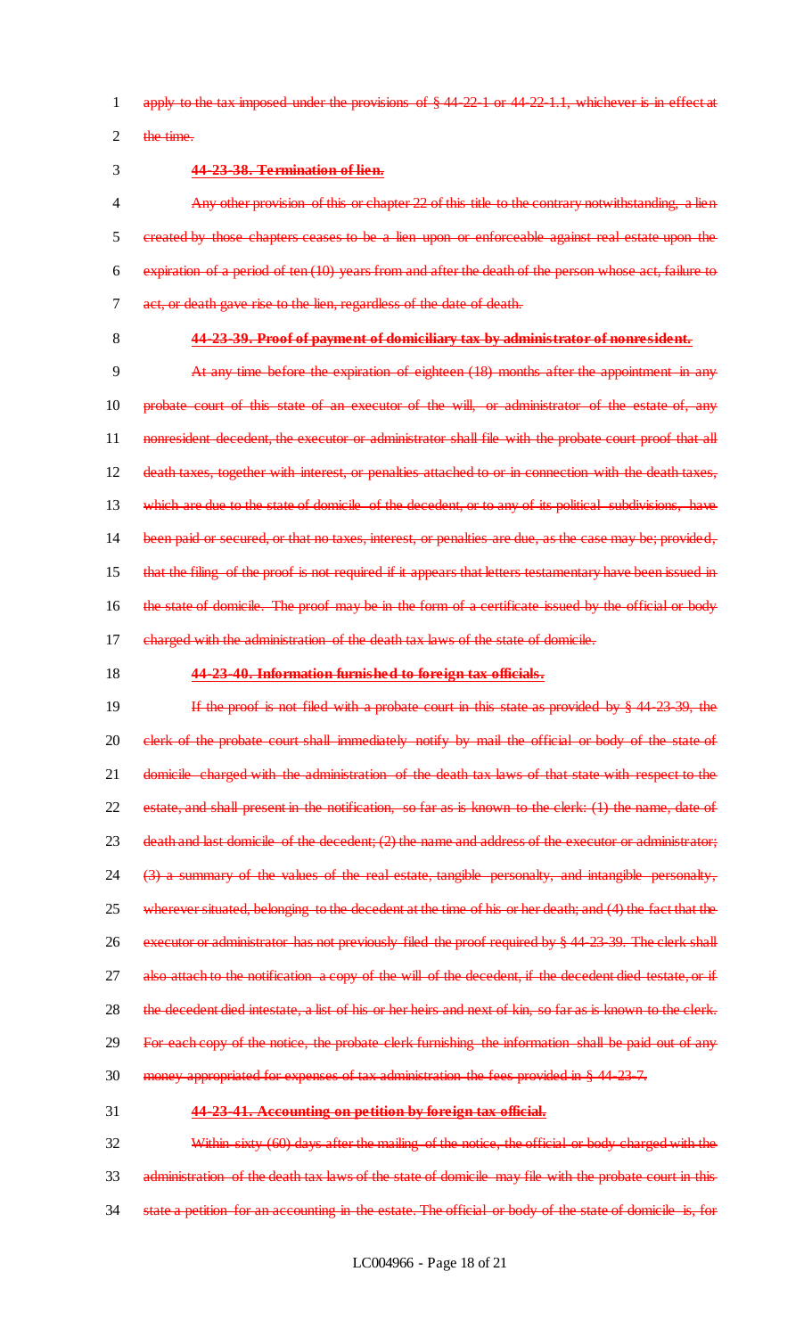apply to the tax imposed under the provisions of § 44-22-1 or 44-22-1.1, whichever is in effect at the time.

**44-23-38. Termination of lien.**

Any other provision of this or chapter 22 of this title to the contrary notwithstanding, a lien created by those chapters ceases to be a lien upon or enforceable against real estate upon the expiration of a period of ten (10) years from and after the death of the person whose act, failure to act, or death gave rise to the lien, regardless of the date of death.

**44-23-39. Proof of payment of domiciliary tax by administrator of nonresident.**

At any time before the expiration of eighteen (18) months after the appointment in any probate court of this state of an executor of the will, or administrator of the estate of, any nonresident decedent, the executor or administrator shall file with the probate court proof that all death taxes, together with interest, or penalties attached to or in connection with the death taxes, which are due to the state of domicile of the decedent, or to any of its political subdivisions, have been paid or secured, or that no taxes, interest, or penalties are due, as the case may be; provided, that the filing of the proof is not required if it appears that letters testamentary have been issued in the state of domicile. The proof may be in the form of a certificate issued by the official or body charged with the administration of the death tax laws of the state of domicile.

**44-23-40. Information furnished to foreign tax officials.**

If the proof is not filed with a probate court in this state as provided by § 44-23-39, the clerk of the probate court shall immediately notify by mail the official or body of the state of domicile charged with the administration of the death tax laws of that state with respect to the estate, and shall present in the notification, so far as is known to the clerk: (1) the name, date of death and last domicile of the decedent; (2) the name and address of the executor or administrator; (3) a summary of the values of the real estate, tangible personalty, and intangible personalty, wherever situated, belonging to the decedent at the time of his or her death; and (4) the fact that the executor or administrator has not previously filed the proof required by § 44-23-39. The clerk shall also attach to the notification a copy of the will of the decedent, if the decedent died testate, or if the decedent died intestate, a list of his or her heirs and next of kin, so far as is known to the clerk. For each copy of the notice, the probate clerk furnishing the information shall be paid out of any money appropriated for expenses of tax administration the fees provided in § 44-23-7.

**44-23-41. Accounting on petition by foreign tax official.**

Within sixty (60) days after the mailing of the notice, the official or body charged with the administration of the death tax laws of the state of domicile may file with the probate court in this state a petition for an accounting in the estate. The official or body of the state of domicile is, for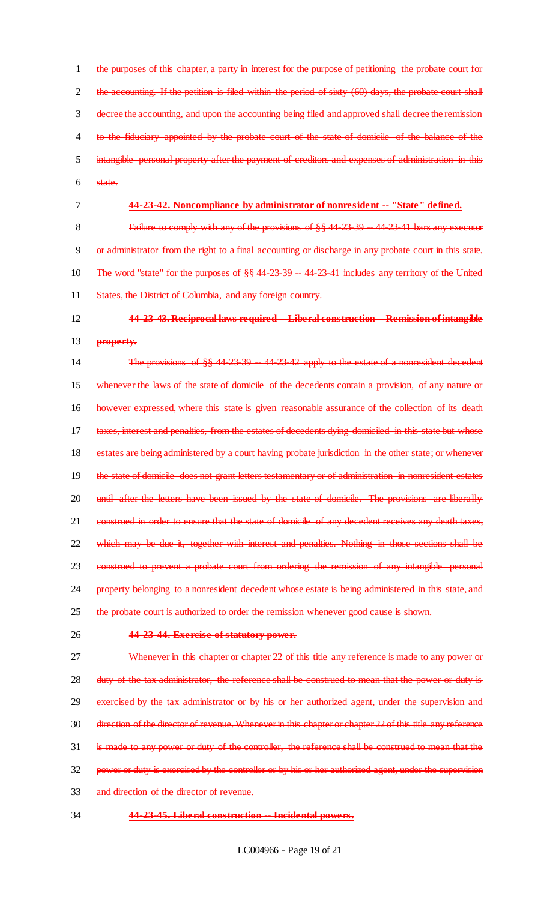the purposes of this chapter, a party in interest for the purpose of petitioning the probate court for the accounting. If the petition is filed within the period of sixty (60) days, the probate court shall decree the accounting, and upon the accounting being filed and approved shall decree the remission to the fiduciary appointed by the probate court of the state of domicile of the balance of the intangible personal property after the payment of creditors and expenses of administration in this state.

**44-23-42. Noncompliance by administrator of nonresident -- "State" defined.**

Failure to comply with any of the provisions of §§ 44-23-39 -- 44-23-41 bars any executor or administrator from the right to a final accounting or discharge in any probate court in this state. The word "state" for the purposes of §§ 44-23-39 -- 44-23-41 includes any territory of the United States, the District of Columbia, and any foreign country.

**44-23-43. Reciprocal laws required -- Liberal construction -- Remission of intangible property.**

The provisions of §§ 44-23-39 -- 44-23-42 apply to the estate of a nonresident decedent whenever the laws of the state of domicile of the decedents contain a provision, of any nature or however expressed, where this state is given reasonable assurance of the collection of its death taxes, interest and penalties, from the estates of decedents dying domiciled in this state but whose estates are being administered by a court having probate jurisdiction in the other state; or whenever the state of domicile does not grant letters testamentary or of administration in nonresident estates until after the letters have been issued by the state of domicile. The provisions are liberally construed in order to ensure that the state of domicile of any decedent receives any death taxes, which may be due it, together with interest and penalties. Nothing in those sections shall be construed to prevent a probate court from ordering the remission of any intangible personal property belonging to a nonresident decedent whose estate is being administered in this state, and the probate court is authorized to order the remission whenever good cause is shown.

**44-23-44. Exercise of statutory power.**

Whenever in this chapter or chapter 22 of this title any reference is made to any power or duty of the tax administrator, the reference shall be construed to mean that the power or duty is exercised by the tax administrator or by his or her authorized agent, under the supervision and direction of the director of revenue. Whenever in this chapter or chapter 22 of this title any reference is made to any power or duty of the controller, the reference shall be construed to mean that the power or duty is exercised by the controller or by his or her authorized agent, under the supervision and direction of the director of revenue.

**44-23-45. Liberal construction -- Incidental powers.**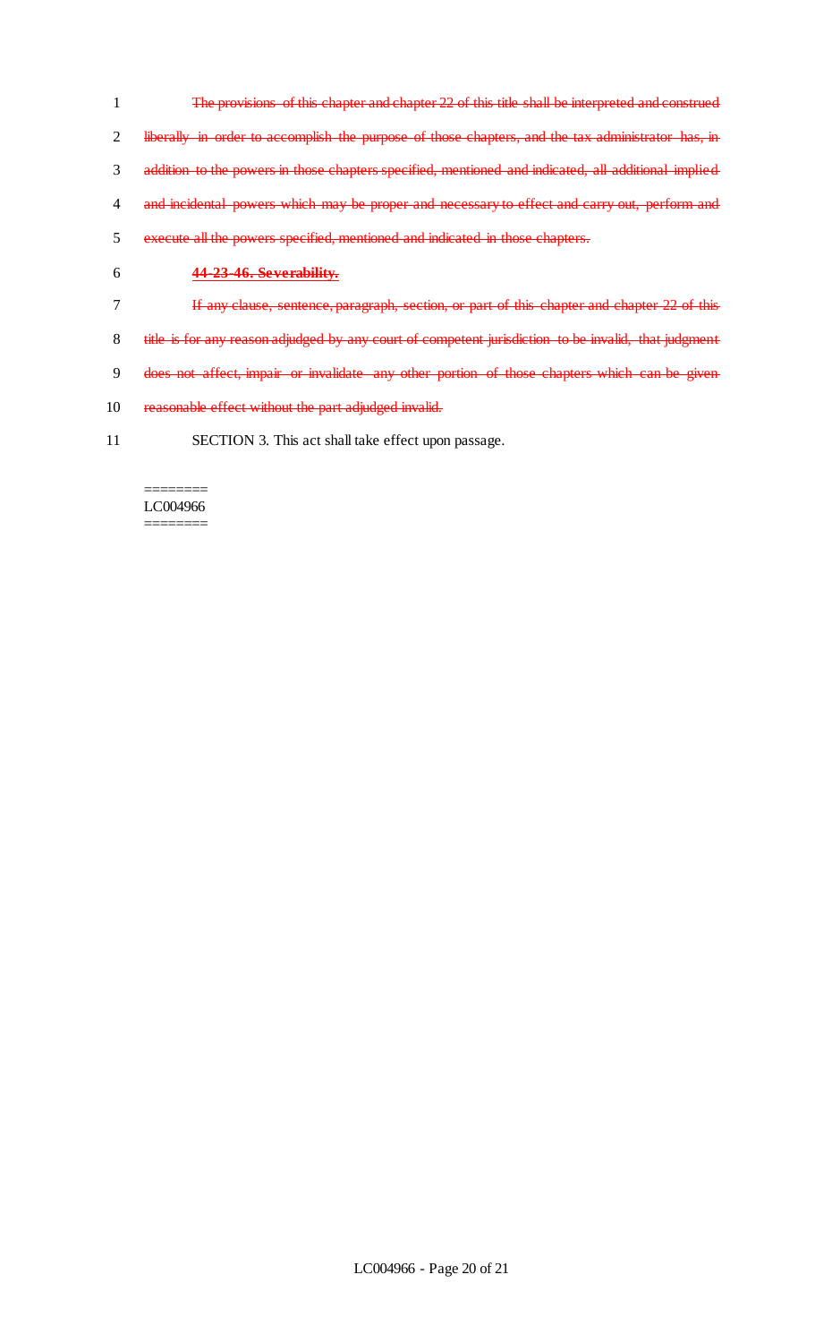~~The provisions of this chapter and chapter 22 of this title shall be interpreted and construed liberally in order to accomplish the purpose of those chapters, and the tax administrator has, in addition to the powers in those chapters specified, mentioned and indicated, all additional implied and incidental powers which may be proper and necessary to effect and carry out, perform and execute all the powers specified, mentioned and indicated in those chapters.~~

~~**44-23-46. Severability.**~~

~~If any clause, sentence, paragraph, section, or part of this chapter and chapter 22 of this title is for any reason adjudged by any court of competent jurisdiction to be invalid, that judgment does not affect, impair or invalidate any other portion of those chapters which can be given reasonable effect without the part adjudged invalid.~~

SECTION 3. This act shall take effect upon passage.

========
LC004966
========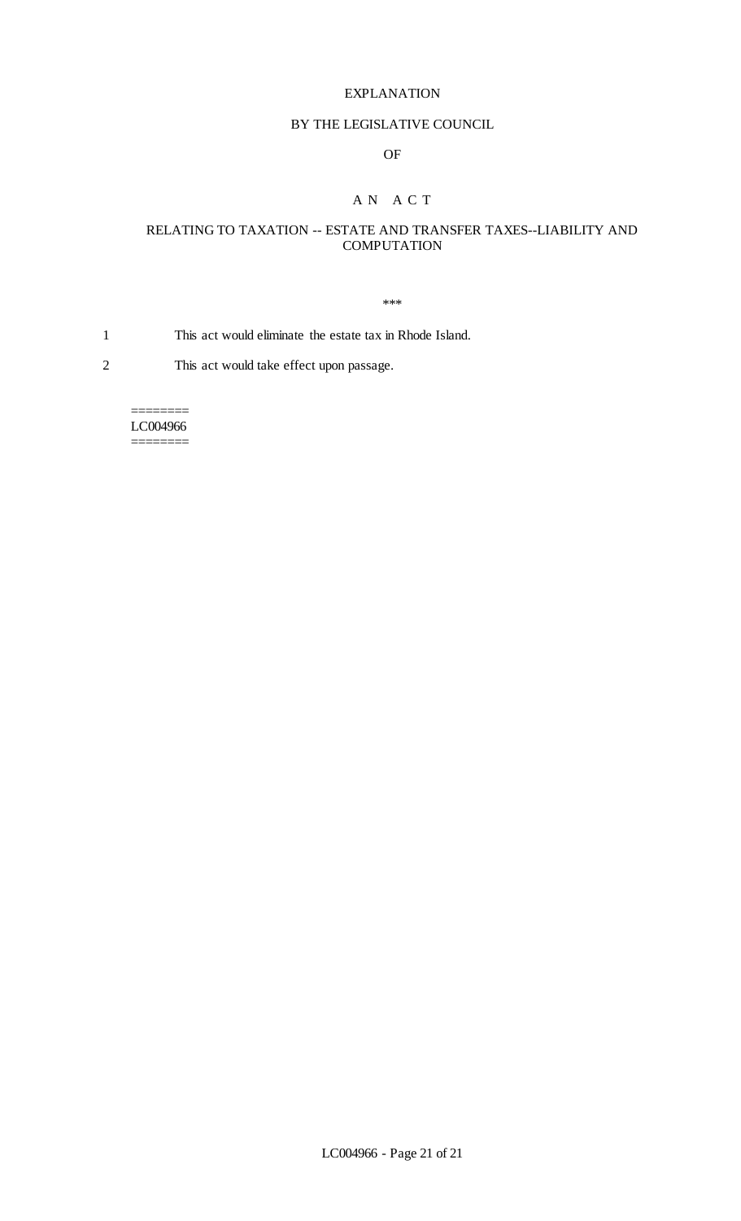EXPLANATION

BY THE LEGISLATIVE COUNCIL

OF

A N A C T

RELATING TO TAXATION -- ESTATE AND TRANSFER TAXES--LIABILITY AND COMPUTATION

\*\*\*

1 This act would eliminate the estate tax in Rhode Island.

2 This act would take effect upon passage.

========
LC004966
========